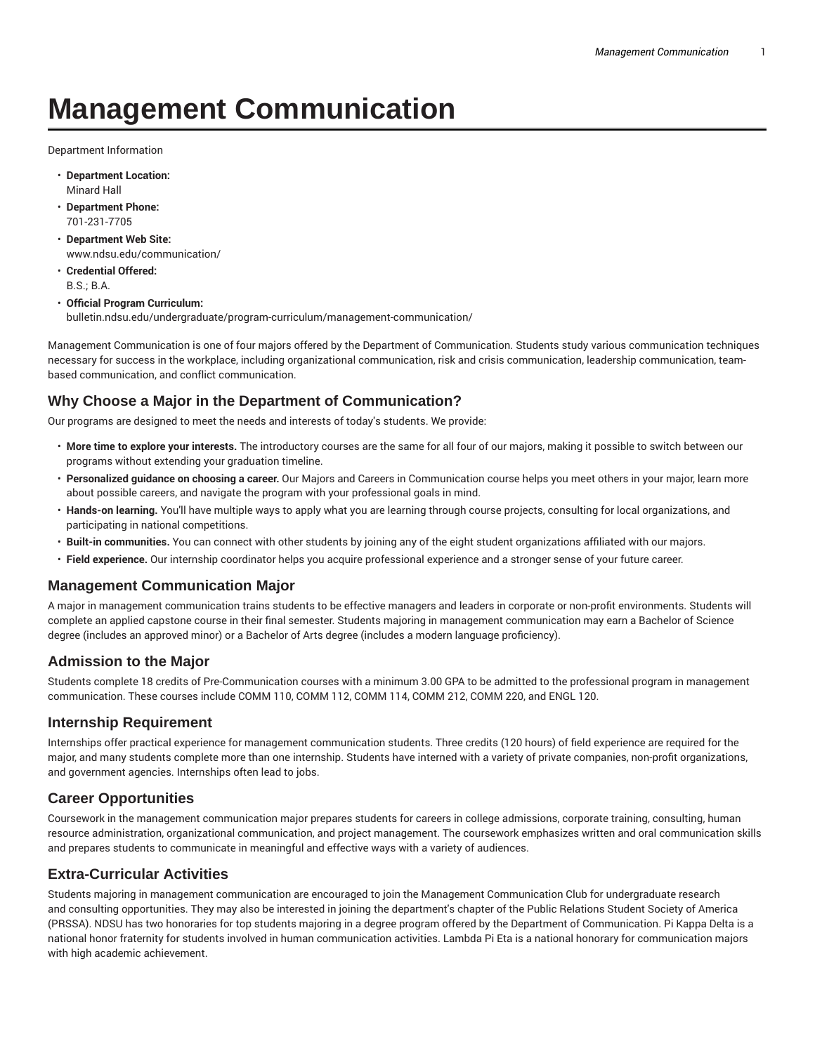# Management Communication

Department Information

- **Department Location:**
  Minard Hall
- **Department Phone:**
  701-231-7705
- **Department Web Site:**
  www.ndsu.edu/communication/
- **Credential Offered:**
  B.S.; B.A.
- **Official Program Curriculum:**
  bulletin.ndsu.edu/undergraduate/program-curriculum/management-communication/

Management Communication is one of four majors offered by the Department of Communication. Students study various communication techniques necessary for success in the workplace, including organizational communication, risk and crisis communication, leadership communication, team-based communication, and conflict communication.

## Why Choose a Major in the Department of Communication?

Our programs are designed to meet the needs and interests of today's students. We provide:

- **More time to explore your interests.** The introductory courses are the same for all four of our majors, making it possible to switch between our programs without extending your graduation timeline.
- **Personalized guidance on choosing a career.** Our Majors and Careers in Communication course helps you meet others in your major, learn more about possible careers, and navigate the program with your professional goals in mind.
- **Hands-on learning.** You'll have multiple ways to apply what you are learning through course projects, consulting for local organizations, and participating in national competitions.
- **Built-in communities.** You can connect with other students by joining any of the eight student organizations affiliated with our majors.
- **Field experience.** Our internship coordinator helps you acquire professional experience and a stronger sense of your future career.

## Management Communication Major

A major in management communication trains students to be effective managers and leaders in corporate or non-profit environments. Students will complete an applied capstone course in their final semester. Students majoring in management communication may earn a Bachelor of Science degree (includes an approved minor) or a Bachelor of Arts degree (includes a modern language proficiency).

## Admission to the Major

Students complete 18 credits of Pre-Communication courses with a minimum 3.00 GPA to be admitted to the professional program in management communication. These courses include COMM 110, COMM 112, COMM 114, COMM 212, COMM 220, and ENGL 120.

## Internship Requirement

Internships offer practical experience for management communication students. Three credits (120 hours) of field experience are required for the major, and many students complete more than one internship. Students have interned with a variety of private companies, non-profit organizations, and government agencies. Internships often lead to jobs.

## Career Opportunities

Coursework in the management communication major prepares students for careers in college admissions, corporate training, consulting, human resource administration, organizational communication, and project management. The coursework emphasizes written and oral communication skills and prepares students to communicate in meaningful and effective ways with a variety of audiences.

## Extra-Curricular Activities

Students majoring in management communication are encouraged to join the Management Communication Club for undergraduate research and consulting opportunities. They may also be interested in joining the department's chapter of the Public Relations Student Society of America (PRSSA). NDSU has two honoraries for top students majoring in a degree program offered by the Department of Communication. Pi Kappa Delta is a national honor fraternity for students involved in human communication activities. Lambda Pi Eta is a national honorary for communication majors with high academic achievement.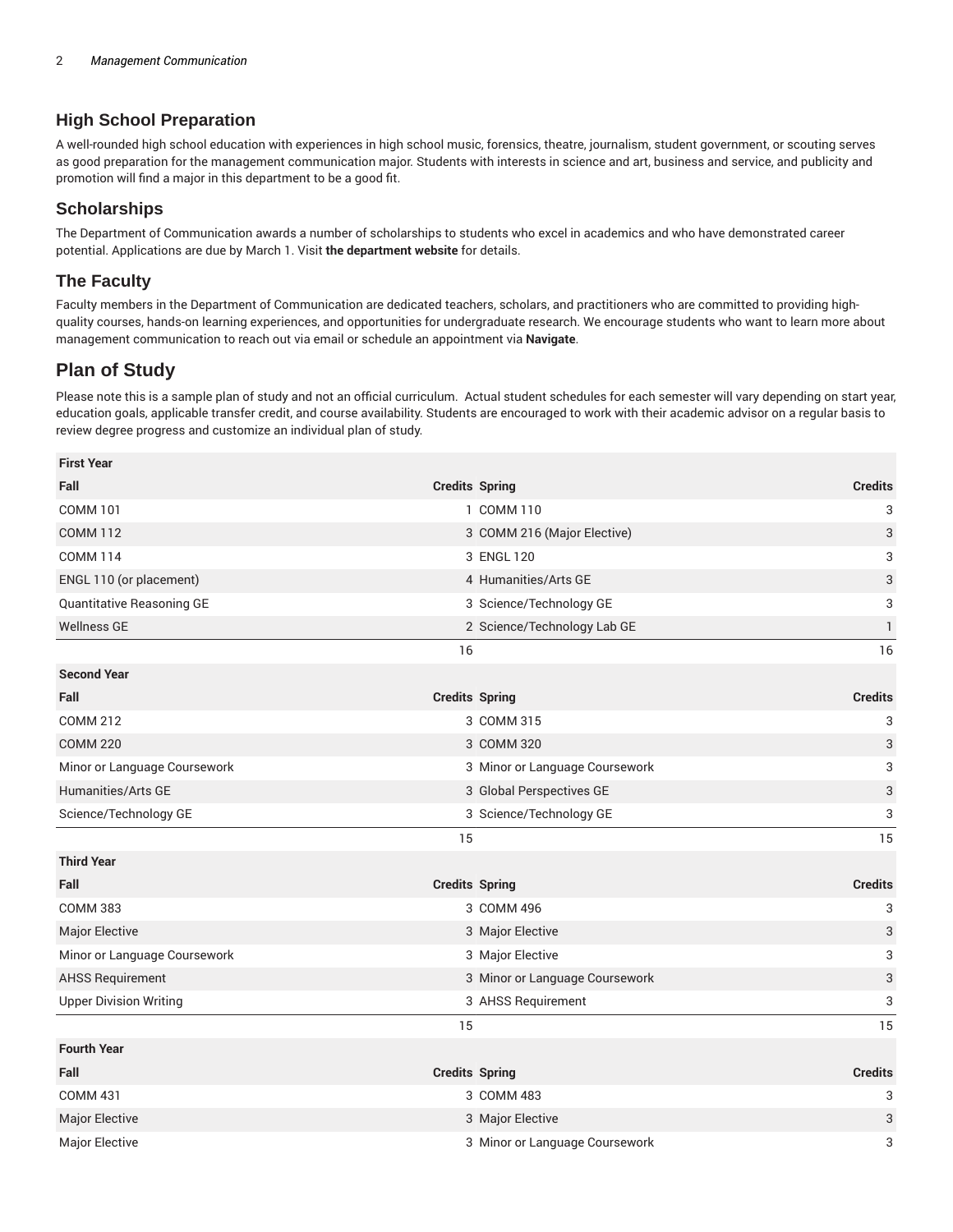## High School Preparation

A well-rounded high school education with experiences in high school music, forensics, theatre, journalism, student government, or scouting serves as good preparation for the management communication major. Students with interests in science and art, business and service, and publicity and promotion will find a major in this department to be a good fit.

## Scholarships

The Department of Communication awards a number of scholarships to students who excel in academics and who have demonstrated career potential. Applications are due by March 1. Visit **the department website** for details.

## The Faculty

Faculty members in the Department of Communication are dedicated teachers, scholars, and practitioners who are committed to providing high-quality courses, hands-on learning experiences, and opportunities for undergraduate research. We encourage students who want to learn more about management communication to reach out via email or schedule an appointment via **Navigate**.

# Plan of Study

Please note this is a sample plan of study and not an official curriculum. Actual student schedules for each semester will vary depending on start year, education goals, applicable transfer credit, and course availability. Students are encouraged to work with their academic advisor on a regular basis to review degree progress and customize an individual plan of study.

| First Year | | | |
|---|---|---|---|
| **Fall** | **Credits** | **Spring** | **Credits** |
| COMM 101 | 1 | COMM 110 | 3 |
| COMM 112 | 3 | COMM 216 (Major Elective) | 3 |
| COMM 114 | 3 | ENGL 120 | 3 |
| ENGL 110 (or placement) | 4 | Humanities/Arts GE | 3 |
| Quantitative Reasoning GE | 3 | Science/Technology GE | 3 |
| Wellness GE | 2 | Science/Technology Lab GE | 1 |
| | 16 | | 16 |
| **Second Year** | | | |
| **Fall** | **Credits** | **Spring** | **Credits** |
| COMM 212 | 3 | COMM 315 | 3 |
| COMM 220 | 3 | COMM 320 | 3 |
| Minor or Language Coursework | 3 | Minor or Language Coursework | 3 |
| Humanities/Arts GE | 3 | Global Perspectives GE | 3 |
| Science/Technology GE | 3 | Science/Technology GE | 3 |
| | 15 | | 15 |
| **Third Year** | | | |
| **Fall** | **Credits** | **Spring** | **Credits** |
| COMM 383 | 3 | COMM 496 | 3 |
| Major Elective | 3 | Major Elective | 3 |
| Minor or Language Coursework | 3 | Major Elective | 3 |
| AHSS Requirement | 3 | Minor or Language Coursework | 3 |
| Upper Division Writing | 3 | AHSS Requirement | 3 |
| | 15 | | 15 |
| **Fourth Year** | | | |
| **Fall** | **Credits** | **Spring** | **Credits** |
| COMM 431 | 3 | COMM 483 | 3 |
| Major Elective | 3 | Major Elective | 3 |
| Major Elective | 3 | Minor or Language Coursework | 3 |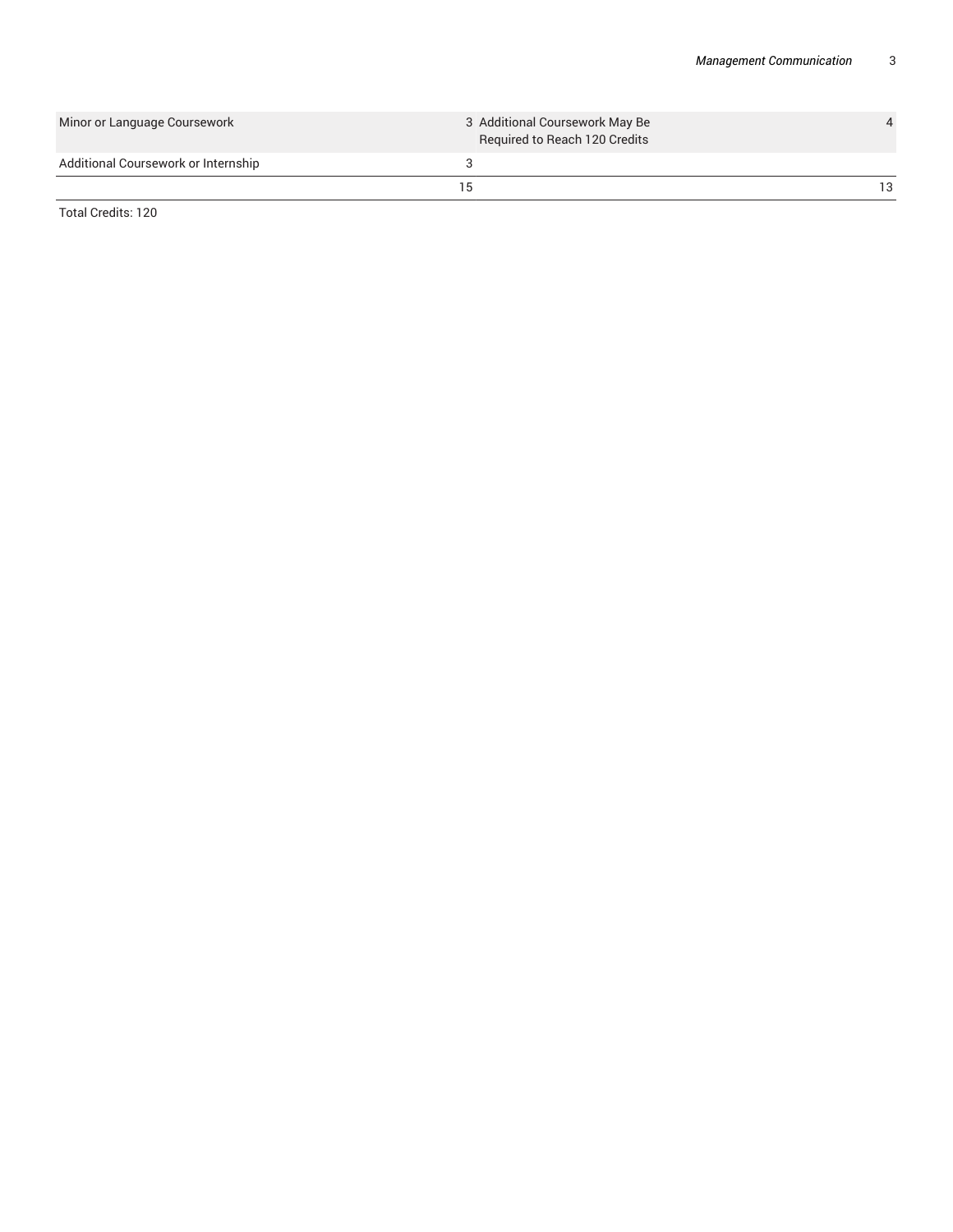| | | | |
|---|---|---|---|
| Minor or Language Coursework | 3 | Additional Coursework May Be Required to Reach 120 Credits | 4 |
| Additional Coursework or Internship | 3 | | |
| | 15 | | 13 |

Total Credits: 120